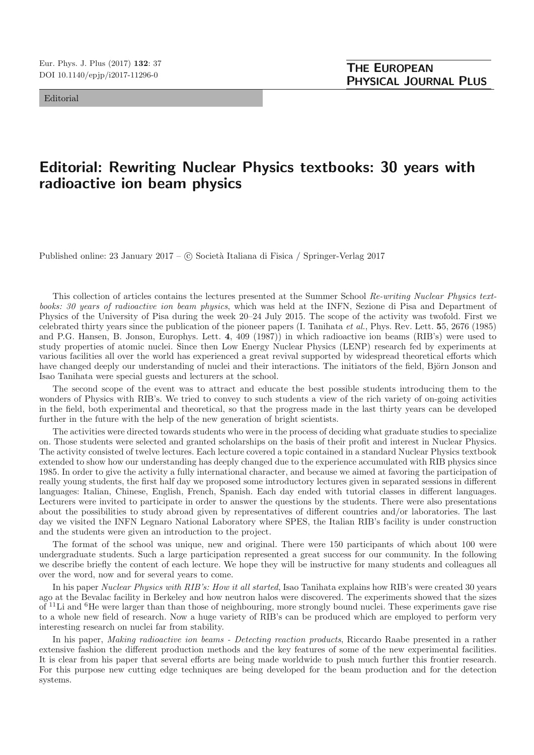Editorial

# Editorial: Rewriting Nuclear Physics textbooks: 30 years with radioactive ion beam physics

Published online: 23 January 2017 – © Società Italiana di Fisica / Springer-Verlag 2017

This collection of articles contains the lectures presented at the Summer School *Re-writing Nuclear Physics textbooks: 30 years of radioactive ion beam physics*, which was held at the INFN, Sezione di Pisa and Department of Physics of the University of Pisa during the week 20–24 July 2015. The scope of the activity was twofold. First we celebrated thirty years since the publication of the pioneer papers (I. Tanihata *et al.*, Phys. Rev. Lett. **55**, 2676 (1985) and P.G. Hansen, B. Jonson, Europhys. Lett. **4**, 409 (1987)) in which radioactive ion beams (RIB's) were used to study properties of atomic nuclei. Since then Low Energy Nuclear Physics (LENP) research fed by experiments at various facilities all over the world has experienced a great revival supported by widespread theoretical efforts which have changed deeply our understanding of nuclei and their interactions. The initiators of the field, Björn Jonson and Isao Tanihata were special guests and lecturers at the school.

The second scope of the event was to attract and educate the best possible students introducing them to the wonders of Physics with RIB's. We tried to convey to such students a view of the rich variety of on-going activities in the field, both experimental and theoretical, so that the progress made in the last thirty years can be developed further in the future with the help of the new generation of bright scientists.

The activities were directed towards students who were in the process of deciding what graduate studies to specialize on. Those students were selected and granted scholarships on the basis of their profit and interest in Nuclear Physics. The activity consisted of twelve lectures. Each lecture covered a topic contained in a standard Nuclear Physics textbook extended to show how our understanding has deeply changed due to the experience accumulated with RIB physics since 1985. In order to give the activity a fully international character, and because we aimed at favoring the participation of really young students, the first half day we proposed some introductory lectures given in separated sessions in different languages: Italian, Chinese, English, French, Spanish. Each day ended with tutorial classes in different languages. Lecturers were invited to participate in order to answer the questions by the students. There were also presentations about the possibilities to study abroad given by representatives of different countries and/or laboratories. The last day we visited the INFN Legnaro National Laboratory where SPES, the Italian RIB's facility is under construction and the students were given an introduction to the project.

The format of the school was unique, new and original. There were 150 participants of which about 100 were undergraduate students. Such a large participation represented a great success for our community. In the following we describe briefly the content of each lecture. We hope they will be instructive for many students and colleagues all over the word, now and for several years to come.

In his paper *Nuclear Physics with RIB's: How it all started*, Isao Tanihata explains how RIB's were created 30 years ago at the Bevalac facility in Berkeley and how neutron halos were discovered. The experiments showed that the sizes of $^{11}$Li and $^{6}$He were larger than than those of neighbouring, more strongly bound nuclei. These experiments gave rise to a whole new field of research. Now a huge variety of RIB's can be produced which are employed to perform very interesting research on nuclei far from stability.

In his paper, *Making radioactive ion beams - Detecting reaction products*, Riccardo Raabe presented in a rather extensive fashion the different production methods and the key features of some of the new experimental facilities. It is clear from his paper that several efforts are being made worldwide to push much further this frontier research. For this purpose new cutting edge techniques are being developed for the beam production and for the detection systems.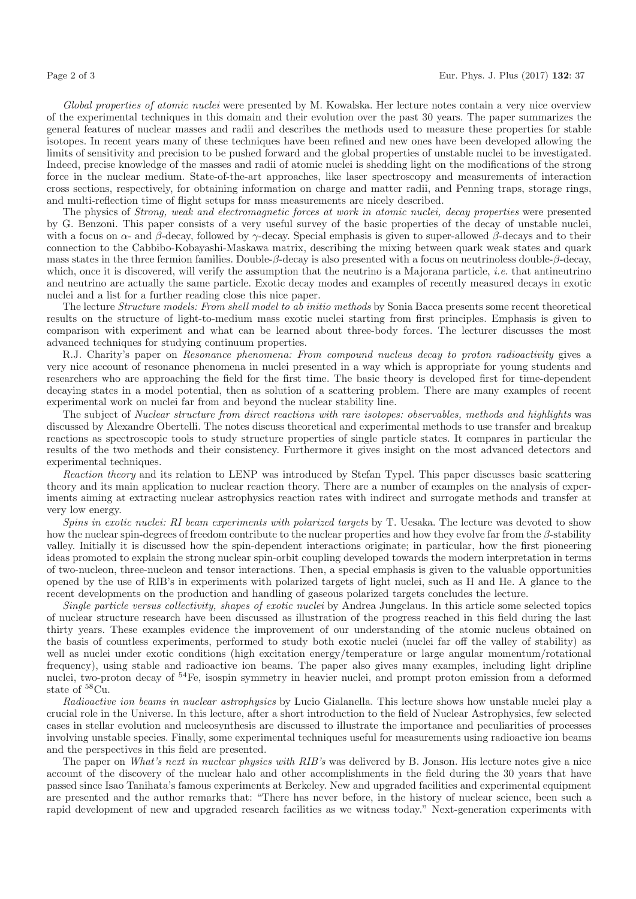*Global properties of atomic nuclei* were presented by M. Kowalska. Her lecture notes contain a very nice overview of the experimental techniques in this domain and their evolution over the past 30 years. The paper summarizes the general features of nuclear masses and radii and describes the methods used to measure these properties for stable isotopes. In recent years many of these techniques have been refined and new ones have been developed allowing the limits of sensitivity and precision to be pushed forward and the global properties of unstable nuclei to be investigated. Indeed, precise knowledge of the masses and radii of atomic nuclei is shedding light on the modifications of the strong force in the nuclear medium. State-of-the-art approaches, like laser spectroscopy and measurements of interaction cross sections, respectively, for obtaining information on charge and matter radii, and Penning traps, storage rings, and multi-reflection time of flight setups for mass measurements are nicely described.

The physics of *Strong, weak and electromagnetic forces at work in atomic nuclei, decay properties* were presented by G. Benzoni. This paper consists of a very useful survey of the basic properties of the decay of unstable nuclei, with a focus on $\alpha$- and $\beta$-decay, followed by $\gamma$-decay. Special emphasis is given to super-allowed $\beta$-decays and to their connection to the Cabbibo-Kobayashi-Maskawa matrix, describing the mixing between quark weak states and quark mass states in the three fermion families. Double-$\beta$-decay is also presented with a focus on neutrinoless double-$\beta$-decay, which, once it is discovered, will verify the assumption that the neutrino is a Majorana particle, *i.e.* that antineutrino and neutrino are actually the same particle. Exotic decay modes and examples of recently measured decays in exotic nuclei and a list for a further reading close this nice paper.

The lecture *Structure models: From shell model to ab initio methods* by Sonia Bacca presents some recent theoretical results on the structure of light-to-medium mass exotic nuclei starting from first principles. Emphasis is given to comparison with experiment and what can be learned about three-body forces. The lecturer discusses the most advanced techniques for studying continuum properties.

R.J. Charity's paper on *Resonance phenomena: From compound nucleus decay to proton radioactivity* gives a very nice account of resonance phenomena in nuclei presented in a way which is appropriate for young students and researchers who are approaching the field for the first time. The basic theory is developed first for time-dependent decaying states in a model potential, then as solution of a scattering problem. There are many examples of recent experimental work on nuclei far from and beyond the nuclear stability line.

The subject of *Nuclear structure from direct reactions with rare isotopes: observables, methods and highlights* was discussed by Alexandre Obertelli. The notes discuss theoretical and experimental methods to use transfer and breakup reactions as spectroscopic tools to study structure properties of single particle states. It compares in particular the results of the two methods and their consistency. Furthermore it gives insight on the most advanced detectors and experimental techniques.

*Reaction theory* and its relation to LENP was introduced by Stefan Typel. This paper discusses basic scattering theory and its main application to nuclear reaction theory. There are a number of examples on the analysis of experiments aiming at extracting nuclear astrophysics reaction rates with indirect and surrogate methods and transfer at very low energy.

*Spins in exotic nuclei: RI beam experiments with polarized targets* by T. Uesaka. The lecture was devoted to show how the nuclear spin-degrees of freedom contribute to the nuclear properties and how they evolve far from the $\beta$-stability valley. Initially it is discussed how the spin-dependent interactions originate; in particular, how the first pioneering ideas promoted to explain the strong nuclear spin-orbit coupling developed towards the modern interpretation in terms of two-nucleon, three-nucleon and tensor interactions. Then, a special emphasis is given to the valuable opportunities opened by the use of RIB's in experiments with polarized targets of light nuclei, such as H and He. A glance to the recent developments on the production and handling of gaseous polarized targets concludes the lecture.

*Single particle versus collectivity, shapes of exotic nuclei* by Andrea Jungclaus. In this article some selected topics of nuclear structure research have been discussed as illustration of the progress reached in this field during the last thirty years. These examples evidence the improvement of our understanding of the atomic nucleus obtained on the basis of countless experiments, performed to study both exotic nuclei (nuclei far off the valley of stability) as well as nuclei under exotic conditions (high excitation energy/temperature or large angular momentum/rotational frequency), using stable and radioactive ion beams. The paper also gives many examples, including light dripline nuclei, two-proton decay of $^{54}$Fe, isospin symmetry in heavier nuclei, and prompt proton emission from a deformed state of $^{58}$Cu.

*Radioactive ion beams in nuclear astrophysics* by Lucio Gialanella. This lecture shows how unstable nuclei play a crucial role in the Universe. In this lecture, after a short introduction to the field of Nuclear Astrophysics, few selected cases in stellar evolution and nucleosynthesis are discussed to illustrate the importance and peculiarities of processes involving unstable species. Finally, some experimental techniques useful for measurements using radioactive ion beams and the perspectives in this field are presented.

The paper on *What's next in nuclear physics with RIB's* was delivered by B. Jonson. His lecture notes give a nice account of the discovery of the nuclear halo and other accomplishments in the field during the 30 years that have passed since Isao Tanihata's famous experiments at Berkeley. New and upgraded facilities and experimental equipment are presented and the author remarks that: "There has never before, in the history of nuclear science, been such a rapid development of new and upgraded research facilities as we witness today." Next-generation experiments with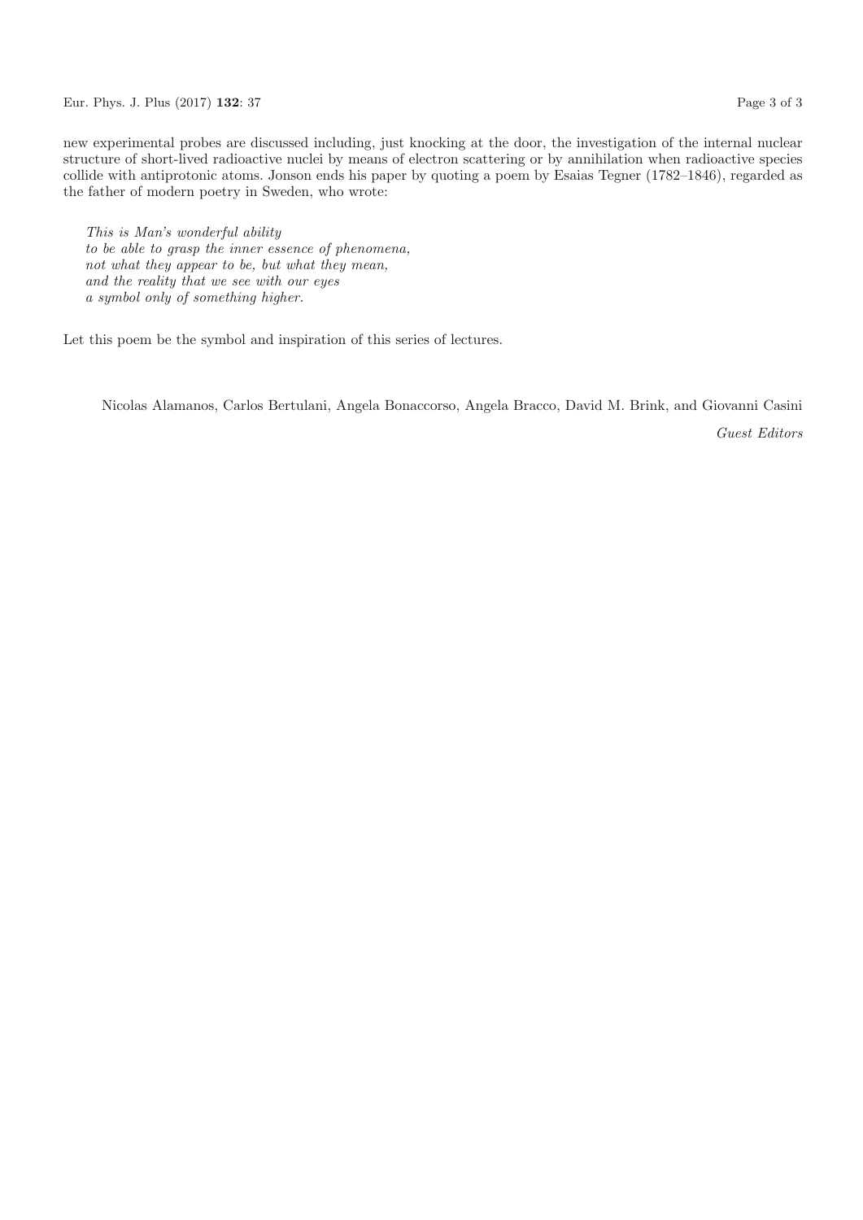new experimental probes are discussed including, just knocking at the door, the investigation of the internal nuclear structure of short-lived radioactive nuclei by means of electron scattering or by annihilation when radioactive species collide with antiprotonic atoms. Jonson ends his paper by quoting a poem by Esaias Tegner (1782–1846), regarded as the father of modern poetry in Sweden, who wrote:

> *This is Man's wonderful ability*
> *to be able to grasp the inner essence of phenomena,*
> *not what they appear to be, but what they mean,*
> *and the reality that we see with our eyes*
> *a symbol only of something higher.*

Let this poem be the symbol and inspiration of this series of lectures.

Nicolas Alamanos, Carlos Bertulani, Angela Bonaccorso, Angela Bracco, David M. Brink, and Giovanni Casini

*Guest Editors*